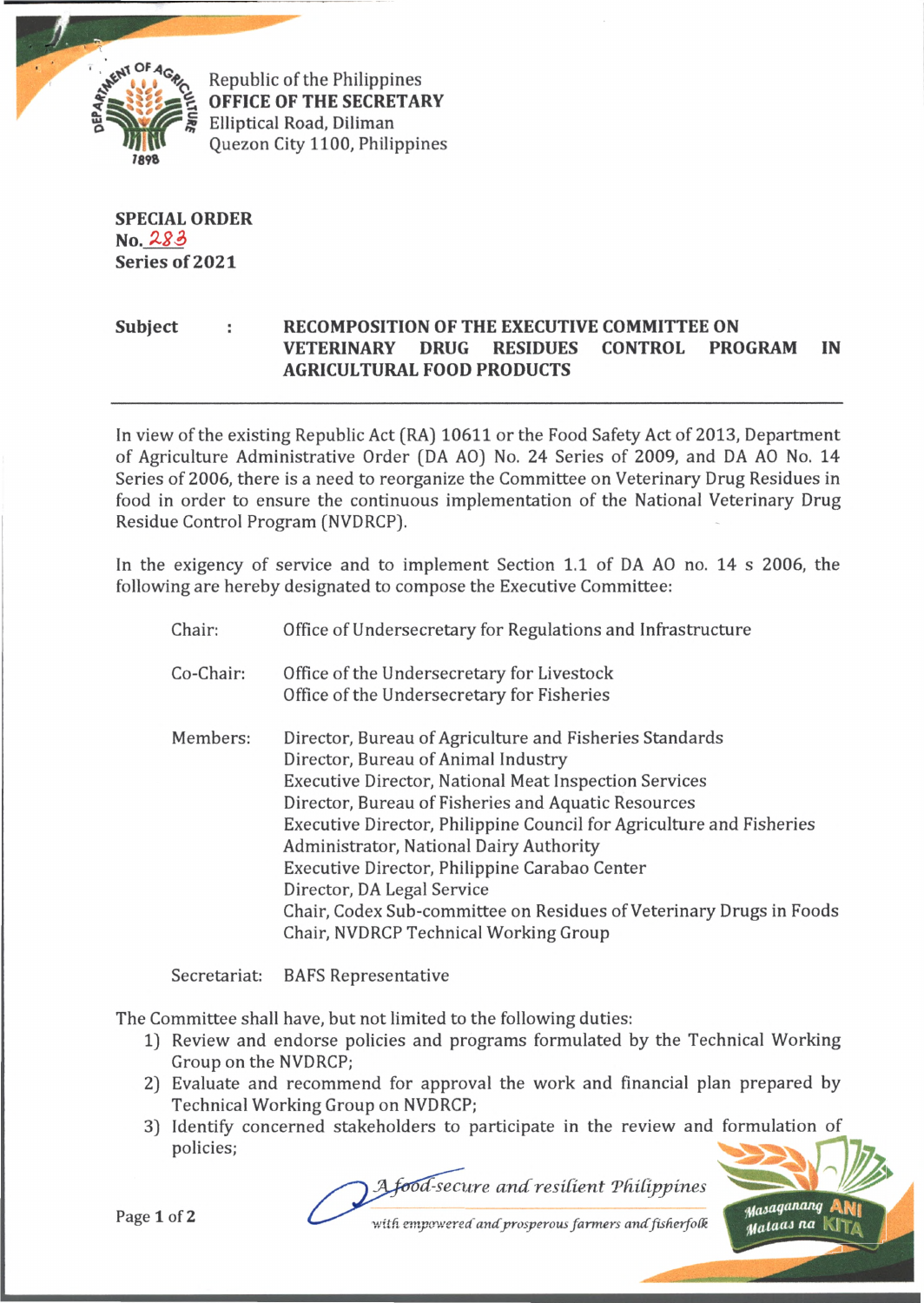Republic of the Philippines
**OFFICE OF THE SECRETARY**
Elliptical Road, Diliman
Quezon City 1100, Philippines

**SPECIAL ORDER**
**No. 283**
**Series of 2021**

**Subject : RECOMPOSITION OF THE EXECUTIVE COMMITTEE ON VETERINARY DRUG RESIDUES CONTROL PROGRAM IN AGRICULTURAL FOOD PRODUCTS**

---

In view of the existing Republic Act (RA) 10611 or the Food Safety Act of 2013, Department of Agriculture Administrative Order (DA AO) No. 24 Series of 2009, and DA AO No. 14 Series of 2006, there is a need to reorganize the Committee on Veterinary Drug Residues in food in order to ensure the continuous implementation of the National Veterinary Drug Residue Control Program (NVDRCP).

In the exigency of service and to implement Section 1.1 of DA AO no. 14 s 2006, the following are hereby designated to compose the Executive Committee:

Chair: Office of Undersecretary for Regulations and Infrastructure

Co-Chair: Office of the Undersecretary for Livestock
Office of the Undersecretary for Fisheries

Members: Director, Bureau of Agriculture and Fisheries Standards
Director, Bureau of Animal Industry
Executive Director, National Meat Inspection Services
Director, Bureau of Fisheries and Aquatic Resources
Executive Director, Philippine Council for Agriculture and Fisheries
Administrator, National Dairy Authority
Executive Director, Philippine Carabao Center
Director, DA Legal Service
Chair, Codex Sub-committee on Residues of Veterinary Drugs in Foods
Chair, NVDRCP Technical Working Group

Secretariat: BAFS Representative

The Committee shall have, but not limited to the following duties:

1) Review and endorse policies and programs formulated by the Technical Working Group on the NVDRCP;
2) Evaluate and recommend for approval the work and financial plan prepared by Technical Working Group on NVDRCP;
3) Identify concerned stakeholders to participate in the review and formulation of policies;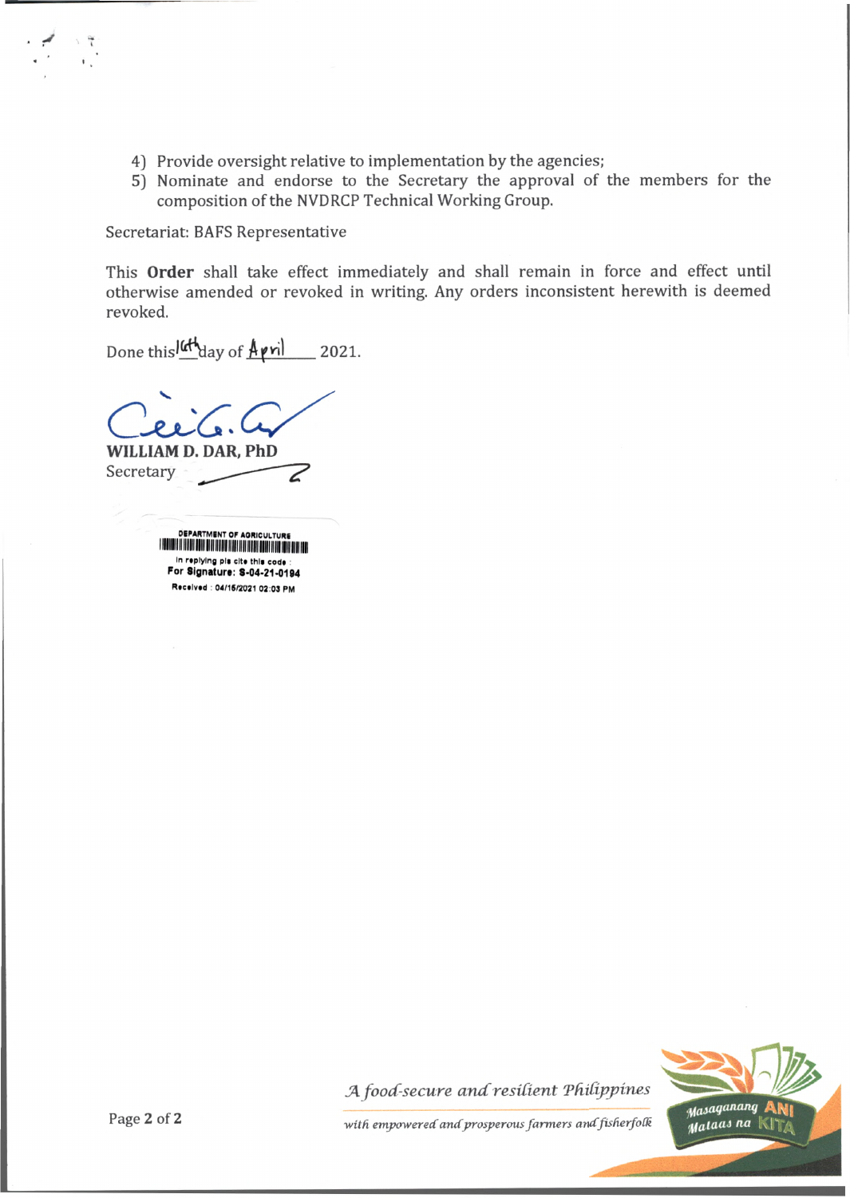4) Provide oversight relative to implementation by the agencies;
5) Nominate and endorse to the Secretary the approval of the members for the composition of the NVDRCP Technical Working Group.

Secretariat: BAFS Representative

This **Order** shall take effect immediately and shall remain in force and effect until otherwise amended or revoked in writing. Any orders inconsistent herewith is deemed revoked.

Done this 16th day of April 2021.

**WILLIAM D. DAR, PhD**
Secretary

DEPARTMENT OF AGRICULTURE
In replying pls cite this code :
For Signature: S-04-21-0194
Received : 04/16/2021 02:03 PM

*A food-secure and resilient Philippines*

*with empowered and prosperous farmers and fisherfolk*

Masaganang ANI Mataas na KITA